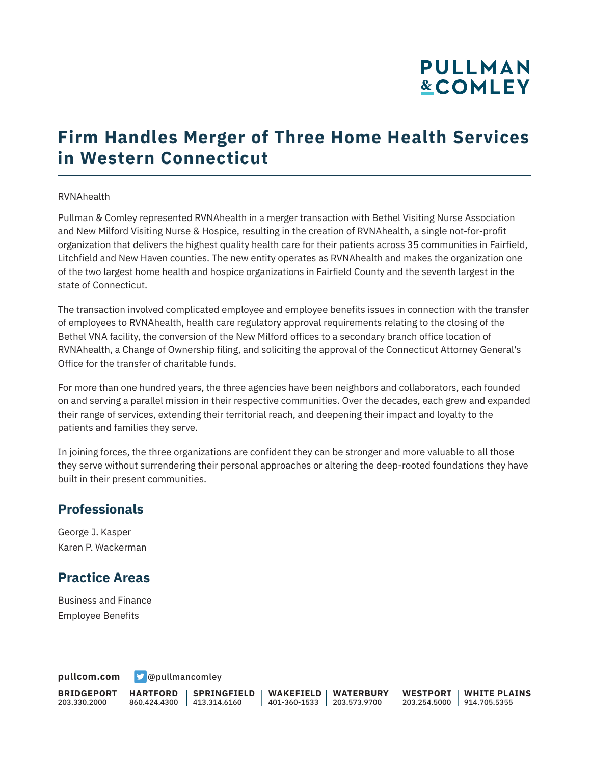PULLMAN & COMLEY

# Firm Handles Merger of Three Home Health Services in Western Connecticut

RVNAhealth

Pullman & Comley represented RVNAhealth in a merger transaction with Bethel Visiting Nurse Association and New Milford Visiting Nurse & Hospice, resulting in the creation of RVNAhealth, a single not-for-profit organization that delivers the highest quality health care for their patients across 35 communities in Fairfield, Litchfield and New Haven counties. The new entity operates as RVNAhealth and makes the organization one of the two largest home health and hospice organizations in Fairfield County and the seventh largest in the state of Connecticut.

The transaction involved complicated employee and employee benefits issues in connection with the transfer of employees to RVNAhealth, health care regulatory approval requirements relating to the closing of the Bethel VNA facility, the conversion of the New Milford offices to a secondary branch office location of RVNAhealth, a Change of Ownership filing, and soliciting the approval of the Connecticut Attorney General's Office for the transfer of charitable funds.

For more than one hundred years, the three agencies have been neighbors and collaborators, each founded on and serving a parallel mission in their respective communities. Over the decades, each grew and expanded their range of services, extending their territorial reach, and deepening their impact and loyalty to the patients and families they serve.

In joining forces, the three organizations are confident they can be stronger and more valuable to all those they serve without surrendering their personal approaches or altering the deep-rooted foundations they have built in their present communities.

## Professionals

George J. Kasper
Karen P. Wackerman

## Practice Areas

Business and Finance
Employee Benefits

pullcom.com @pullmancomley

BRIDGEPORT 203.330.2000 | HARTFORD 860.424.4300 | SPRINGFIELD 413.314.6160 | WAKEFIELD 401-360-1533 | WATERBURY 203.573.9700 | WESTPORT 203.254.5000 | WHITE PLAINS 914.705.5355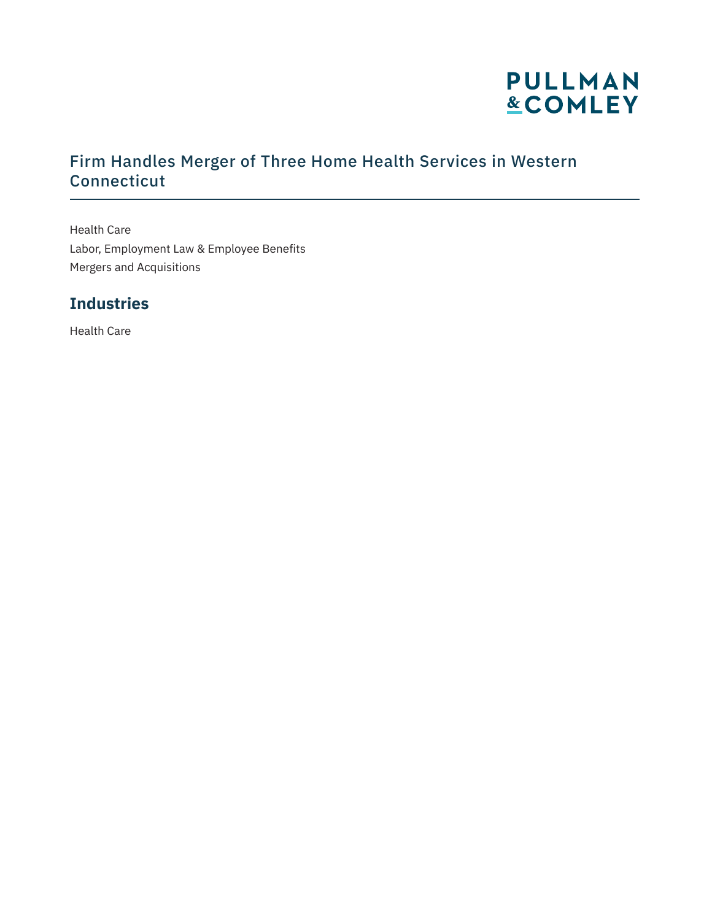# Firm Handles Merger of Three Home Health Services in Western Connecticut

Health Care
Labor, Employment Law & Employee Benefits
Mergers and Acquisitions

## Industries

Health Care